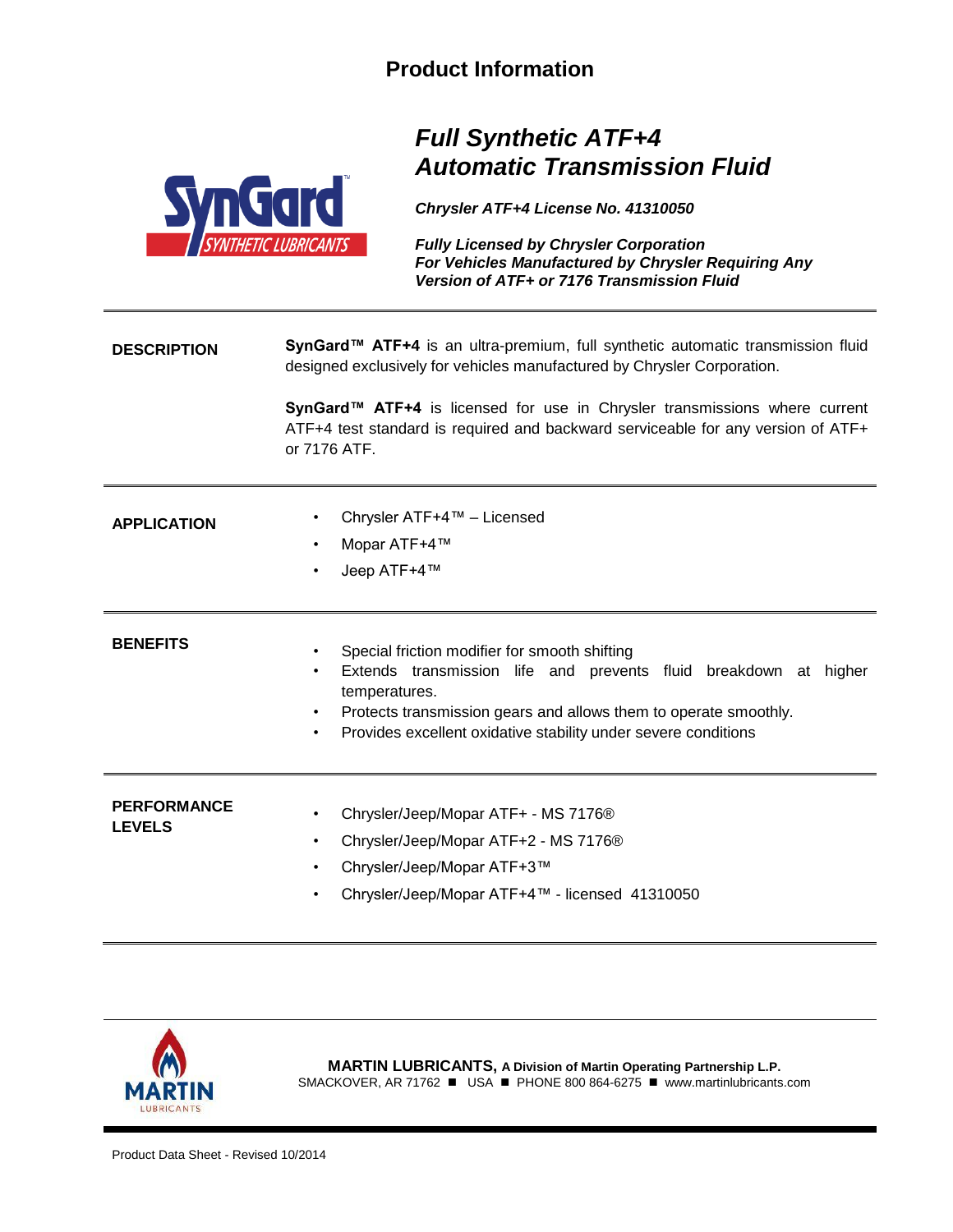# Product Information

## *Full Synthetic ATF+4*
## *Automatic Transmission Fluid*

***Chrysler ATF+4 License No. 41310050***

***Fully Licensed by Chrysler Corporation***
***For Vehicles Manufactured by Chrysler Requiring Any Version of ATF+ or 7176 Transmission Fluid***

---

### DESCRIPTION

**SynGard™ ATF+4** is an ultra-premium, full synthetic automatic transmission fluid designed exclusively for vehicles manufactured by Chrysler Corporation.

**SynGard™ ATF+4** is licensed for use in Chrysler transmissions where current ATF+4 test standard is required and backward serviceable for any version of ATF+ or 7176 ATF.

---

### APPLICATION

- Chrysler ATF+4™ – Licensed
- Mopar ATF+4™
- Jeep ATF+4™

---

### BENEFITS

- Special friction modifier for smooth shifting
- Extends transmission life and prevents fluid breakdown at higher temperatures.
- Protects transmission gears and allows them to operate smoothly.
- Provides excellent oxidative stability under severe conditions

---

### PERFORMANCE LEVELS

- Chrysler/Jeep/Mopar ATF+ - MS 7176®
- Chrysler/Jeep/Mopar ATF+2 - MS 7176®
- Chrysler/Jeep/Mopar ATF+3™
- Chrysler/Jeep/Mopar ATF+4™ - licensed 41310050

---

**MARTIN LUBRICANTS, A Division of Martin Operating Partnership L.P.**
SMACKOVER, AR 71762 ■ USA ■ PHONE 800 864-6275 ■ www.martinlubricants.com

Product Data Sheet - Revised 10/2014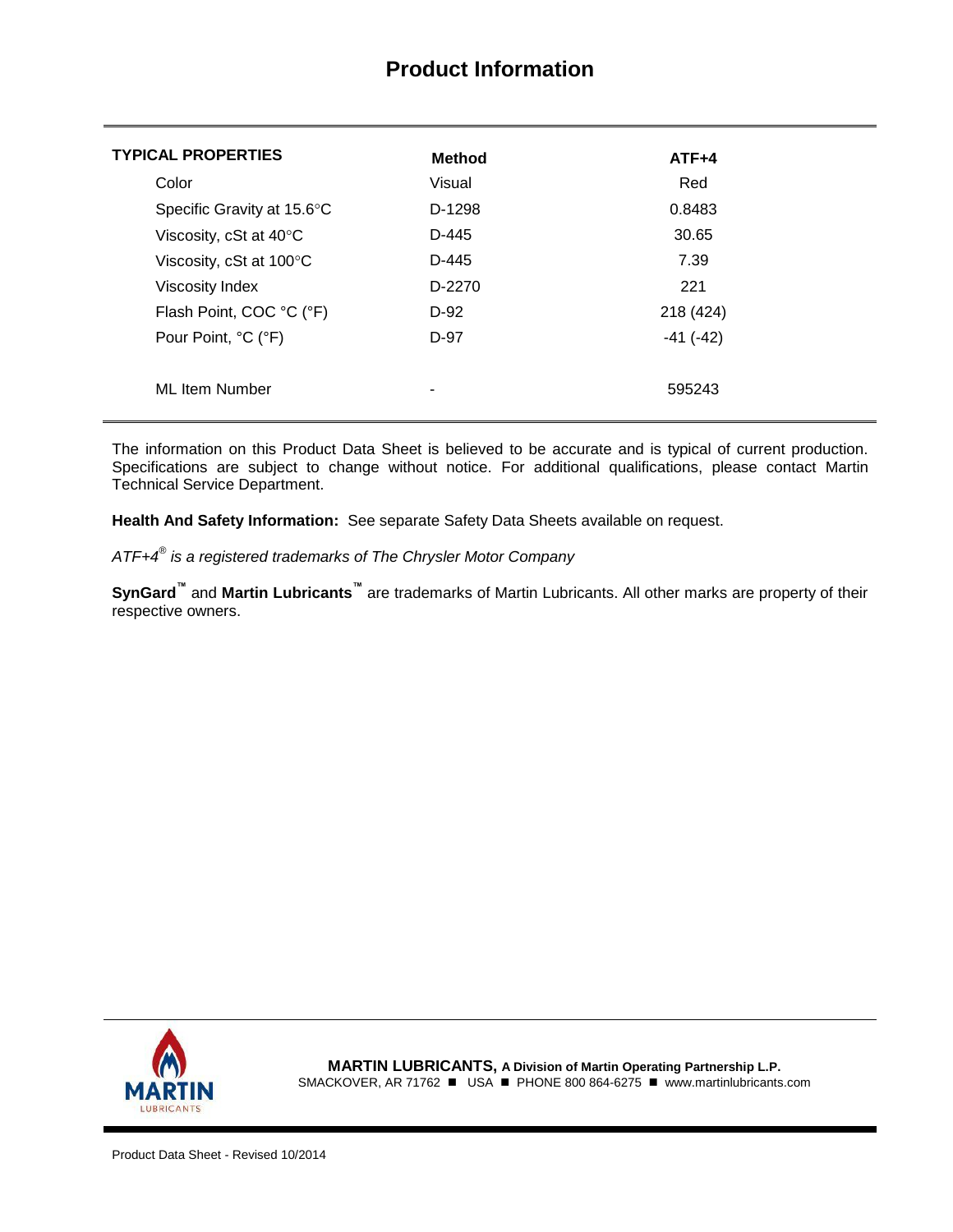# Product Information

| TYPICAL PROPERTIES | Method | ATF+4 |
|---|---|---|
| Color | Visual | Red |
| Specific Gravity at 15.6°C | D-1298 | 0.8483 |
| Viscosity, cSt at 40°C | D-445 | 30.65 |
| Viscosity, cSt at 100°C | D-445 | 7.39 |
| Viscosity Index | D-2270 | 221 |
| Flash Point, COC °C (°F) | D-92 | 218 (424) |
| Pour Point, °C (°F) | D-97 | -41 (-42) |
| ML Item Number | - | 595243 |

The information on this Product Data Sheet is believed to be accurate and is typical of current production. Specifications are subject to change without notice. For additional qualifications, please contact Martin Technical Service Department.

**Health And Safety Information:** See separate Safety Data Sheets available on request.

*ATF+4® is a registered trademarks of The Chrysler Motor Company*

**SynGard™** and **Martin Lubricants™** are trademarks of Martin Lubricants. All other marks are property of their respective owners.

MARTIN LUBRICANTS

**MARTIN LUBRICANTS, A Division of Martin Operating Partnership L.P.**
SMACKOVER, AR 71762 ■ USA ■ PHONE 800 864-6275 ■ www.martinlubricants.com

Product Data Sheet - Revised 10/2014